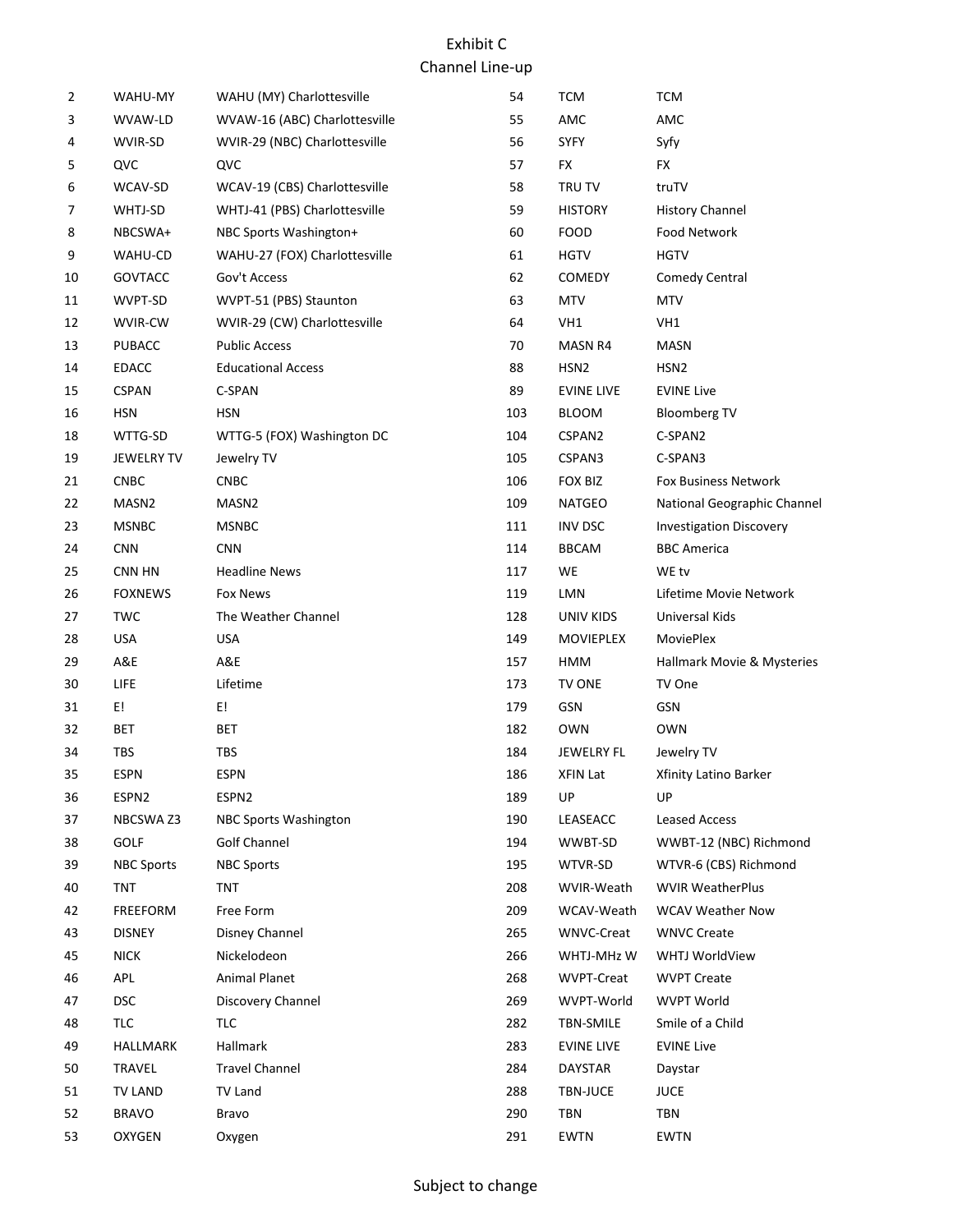# Exhibit C
## Channel Line-up

| | | |
|---|---|---|
| 2 | WAHU-MY | WAHU (MY) Charlottesville |
| 3 | WVAW-LD | WVAW-16 (ABC) Charlottesville |
| 4 | WVIR-SD | WVIR-29 (NBC) Charlottesville |
| 5 | QVC | QVC |
| 6 | WCAV-SD | WCAV-19 (CBS) Charlottesville |
| 7 | WHTJ-SD | WHTJ-41 (PBS) Charlottesville |
| 8 | NBCSWA+ | NBC Sports Washington+ |
| 9 | WAHU-CD | WAHU-27 (FOX) Charlottesville |
| 10 | GOVTACC | Gov't Access |
| 11 | WVPT-SD | WVPT-51 (PBS) Staunton |
| 12 | WVIR-CW | WVIR-29 (CW) Charlottesville |
| 13 | PUBACC | Public Access |
| 14 | EDACC | Educational Access |
| 15 | CSPAN | C-SPAN |
| 16 | HSN | HSN |
| 18 | WTTG-SD | WTTG-5 (FOX) Washington DC |
| 19 | JEWELRY TV | Jewelry TV |
| 21 | CNBC | CNBC |
| 22 | MASN2 | MASN2 |
| 23 | MSNBC | MSNBC |
| 24 | CNN | CNN |
| 25 | CNN HN | Headline News |
| 26 | FOXNEWS | Fox News |
| 27 | TWC | The Weather Channel |
| 28 | USA | USA |
| 29 | A&E | A&E |
| 30 | LIFE | Lifetime |
| 31 | E! | E! |
| 32 | BET | BET |
| 34 | TBS | TBS |
| 35 | ESPN | ESPN |
| 36 | ESPN2 | ESPN2 |
| 37 | NBCSWA Z3 | NBC Sports Washington |
| 38 | GOLF | Golf Channel |
| 39 | NBC Sports | NBC Sports |
| 40 | TNT | TNT |
| 42 | FREEFORM | Free Form |
| 43 | DISNEY | Disney Channel |
| 45 | NICK | Nickelodeon |
| 46 | APL | Animal Planet |
| 47 | DSC | Discovery Channel |
| 48 | TLC | TLC |
| 49 | HALLMARK | Hallmark |
| 50 | TRAVEL | Travel Channel |
| 51 | TV LAND | TV Land |
| 52 | BRAVO | Bravo |
| 53 | OXYGEN | Oxygen |
| 54 | TCM | TCM |
| 55 | AMC | AMC |
| 56 | SYFY | Syfy |
| 57 | FX | FX |
| 58 | TRU TV | truTV |
| 59 | HISTORY | History Channel |
| 60 | FOOD | Food Network |
| 61 | HGTV | HGTV |
| 62 | COMEDY | Comedy Central |
| 63 | MTV | MTV |
| 64 | VH1 | VH1 |
| 70 | MASN R4 | MASN |
| 88 | HSN2 | HSN2 |
| 89 | EVINE LIVE | EVINE Live |
| 103 | BLOOM | Bloomberg TV |
| 104 | CSPAN2 | C-SPAN2 |
| 105 | CSPAN3 | C-SPAN3 |
| 106 | FOX BIZ | Fox Business Network |
| 109 | NATGEO | National Geographic Channel |
| 111 | INV DSC | Investigation Discovery |
| 114 | BBCAM | BBC America |
| 117 | WE | WE tv |
| 119 | LMN | Lifetime Movie Network |
| 128 | UNIV KIDS | Universal Kids |
| 149 | MOVIEPLEX | MoviePlex |
| 157 | HMM | Hallmark Movie & Mysteries |
| 173 | TV ONE | TV One |
| 179 | GSN | GSN |
| 182 | OWN | OWN |
| 184 | JEWELRY FL | Jewelry TV |
| 186 | XFIN Lat | Xfinity Latino Barker |
| 189 | UP | UP |
| 190 | LEASEACC | Leased Access |
| 194 | WWBT-SD | WWBT-12 (NBC) Richmond |
| 195 | WTVR-SD | WTVR-6 (CBS) Richmond |
| 208 | WVIR-Weath | WVIR WeatherPlus |
| 209 | WCAV-Weath | WCAV Weather Now |
| 265 | WNVC-Creat | WNVC Create |
| 266 | WHTJ-MHz W | WHTJ WorldView |
| 268 | WVPT-Creat | WVPT Create |
| 269 | WVPT-World | WVPT World |
| 282 | TBN-SMILE | Smile of a Child |
| 283 | EVINE LIVE | EVINE Live |
| 284 | DAYSTAR | Daystar |
| 288 | TBN-JUCE | JUCE |
| 290 | TBN | TBN |
| 291 | EWTN | EWTN |

Subject to change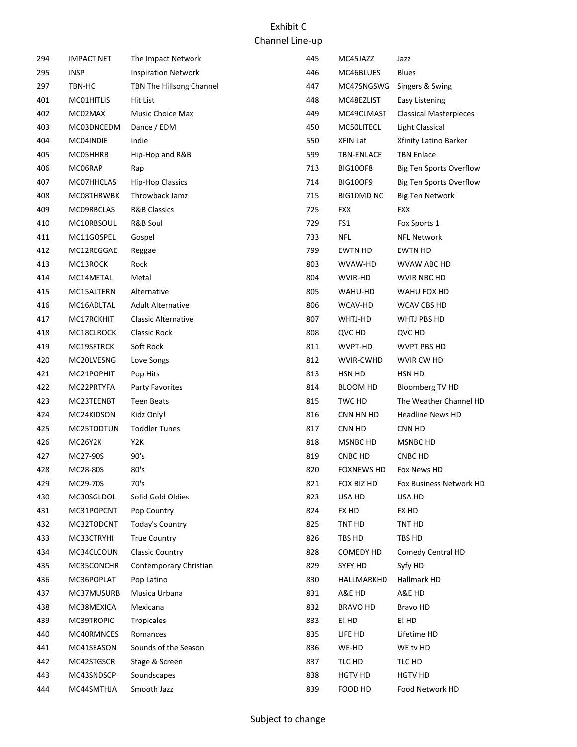Exhibit C
Channel Line-up

| | | | | | |
|---|---|---|---|---|---|
| 294 | IMPACT NET | The Impact Network | 445 | MC45JAZZ | Jazz |
| 295 | INSP | Inspiration Network | 446 | MC46BLUES | Blues |
| 297 | TBN-HC | TBN The Hillsong Channel | 447 | MC47SNGSWG | Singers & Swing |
| 401 | MC01HITLIS | Hit List | 448 | MC48EZLIST | Easy Listening |
| 402 | MC02MAX | Music Choice Max | 449 | MC49CLMAST | Classical Masterpieces |
| 403 | MC03DNCEDM | Dance / EDM | 450 | MC50LITECL | Light Classical |
| 404 | MC04INDIE | Indie | 550 | XFIN Lat | Xfinity Latino Barker |
| 405 | MC05HHRB | Hip-Hop and R&B | 599 | TBN-ENLACE | TBN Enlace |
| 406 | MC06RAP | Rap | 713 | BIG10OF8 | Big Ten Sports Overflow |
| 407 | MC07HHCLAS | Hip-Hop Classics | 714 | BIG10OF9 | Big Ten Sports Overflow |
| 408 | MC08THRWBK | Throwback Jamz | 715 | BIG10MD NC | Big Ten Network |
| 409 | MC09RBCLAS | R&B Classics | 725 | FXX | FXX |
| 410 | MC10RBSOUL | R&B Soul | 729 | FS1 | Fox Sports 1 |
| 411 | MC11GOSPEL | Gospel | 733 | NFL | NFL Network |
| 412 | MC12REGGAE | Reggae | 799 | EWTN HD | EWTN HD |
| 413 | MC13ROCK | Rock | 803 | WVAW-HD | WVAW ABC HD |
| 414 | MC14METAL | Metal | 804 | WVIR-HD | WVIR NBC HD |
| 415 | MC15ALTERN | Alternative | 805 | WAHU-HD | WAHU FOX HD |
| 416 | MC16ADLTAL | Adult Alternative | 806 | WCAV-HD | WCAV CBS HD |
| 417 | MC17RCKHIT | Classic Alternative | 807 | WHTJ-HD | WHTJ PBS HD |
| 418 | MC18CLROCK | Classic Rock | 808 | QVC HD | QVC HD |
| 419 | MC19SFTRCK | Soft Rock | 811 | WVPT-HD | WVPT PBS HD |
| 420 | MC20LVESNG | Love Songs | 812 | WVIR-CWHD | WVIR CW HD |
| 421 | MC21POPHIT | Pop Hits | 813 | HSN HD | HSN HD |
| 422 | MC22PRTYFA | Party Favorites | 814 | BLOOM HD | Bloomberg TV HD |
| 423 | MC23TEENBT | Teen Beats | 815 | TWC HD | The Weather Channel HD |
| 424 | MC24KIDSON | Kidz Only! | 816 | CNN HN HD | Headline News HD |
| 425 | MC25TODTUN | Toddler Tunes | 817 | CNN HD | CNN HD |
| 426 | MC26Y2K | Y2K | 818 | MSNBC HD | MSNBC HD |
| 427 | MC27-90S | 90's | 819 | CNBC HD | CNBC HD |
| 428 | MC28-80S | 80's | 820 | FOXNEWS HD | Fox News HD |
| 429 | MC29-70S | 70's | 821 | FOX BIZ HD | Fox Business Network HD |
| 430 | MC30SGLDOL | Solid Gold Oldies | 823 | USA HD | USA HD |
| 431 | MC31POPCNT | Pop Country | 824 | FX HD | FX HD |
| 432 | MC32TODCNT | Today's Country | 825 | TNT HD | TNT HD |
| 433 | MC33CTRYHI | True Country | 826 | TBS HD | TBS HD |
| 434 | MC34CLCOUN | Classic Country | 828 | COMEDY HD | Comedy Central HD |
| 435 | MC35CONCHR | Contemporary Christian | 829 | SYFY HD | Syfy HD |
| 436 | MC36POPLAT | Pop Latino | 830 | HALLMARKHD | Hallmark HD |
| 437 | MC37MUSURB | Musica Urbana | 831 | A&E HD | A&E HD |
| 438 | MC38MEXICA | Mexicana | 832 | BRAVO HD | Bravo HD |
| 439 | MC39TROPIC | Tropicales | 833 | E! HD | E! HD |
| 440 | MC40RMNCES | Romances | 835 | LIFE HD | Lifetime HD |
| 441 | MC41SEASON | Sounds of the Season | 836 | WE-HD | WE tv HD |
| 442 | MC42STGSCR | Stage & Screen | 837 | TLC HD | TLC HD |
| 443 | MC43SNDSCP | Soundscapes | 838 | HGTV HD | HGTV HD |
| 444 | MC44SMTHJA | Smooth Jazz | 839 | FOOD HD | Food Network HD |

Subject to change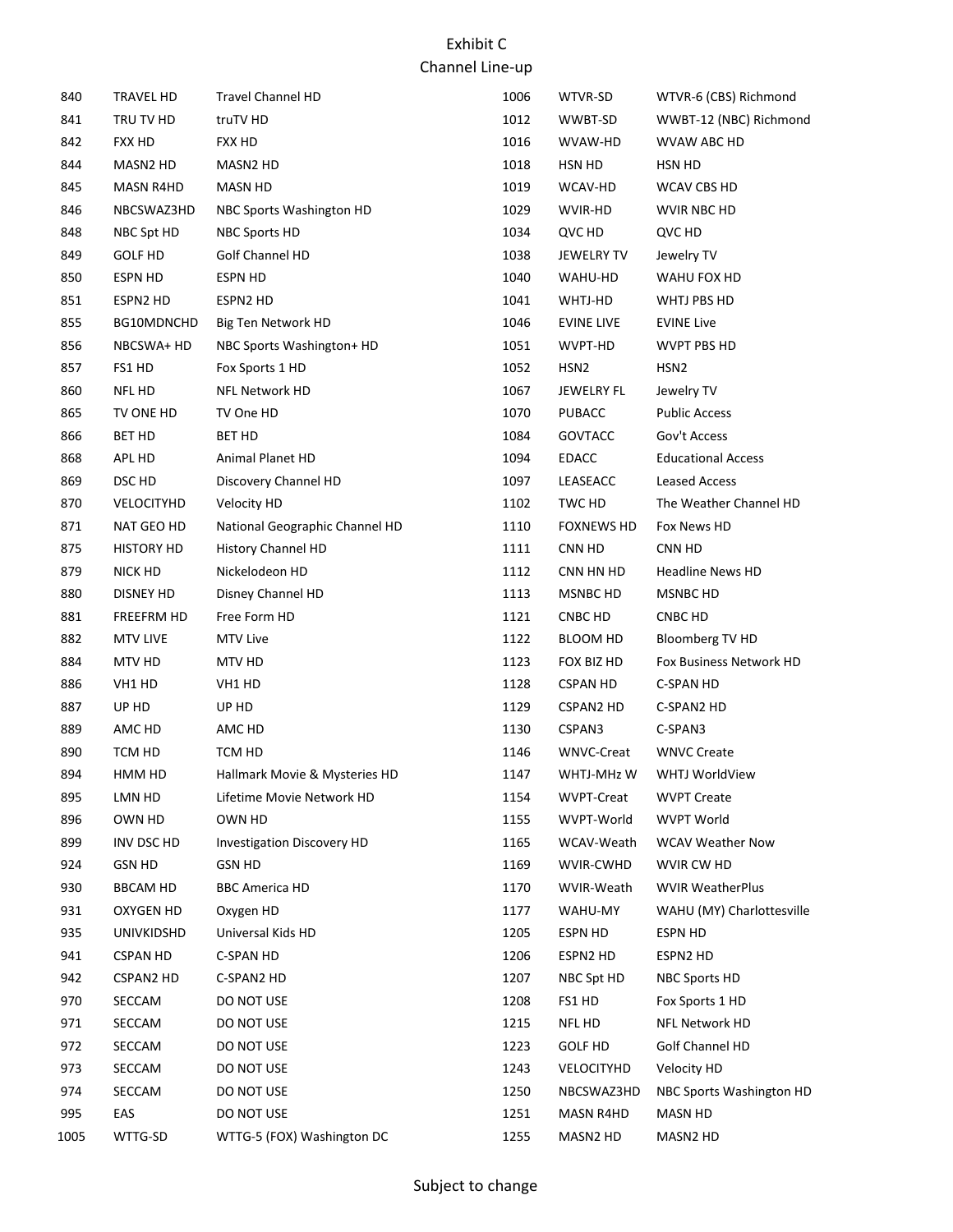# Exhibit C
## Channel Line-up

| Channel | Code | Name |
|---|---|---|
| 840 | TRAVEL HD | Travel Channel HD |
| 841 | TRU TV HD | truTV HD |
| 842 | FXX HD | FXX HD |
| 844 | MASN2 HD | MASN2 HD |
| 845 | MASN R4HD | MASN HD |
| 846 | NBCSWAZ3HD | NBC Sports Washington HD |
| 848 | NBC Spt HD | NBC Sports HD |
| 849 | GOLF HD | Golf Channel HD |
| 850 | ESPN HD | ESPN HD |
| 851 | ESPN2 HD | ESPN2 HD |
| 855 | BG10MDNCHD | Big Ten Network HD |
| 856 | NBCSWA+ HD | NBC Sports Washington+ HD |
| 857 | FS1 HD | Fox Sports 1 HD |
| 860 | NFL HD | NFL Network HD |
| 865 | TV ONE HD | TV One HD |
| 866 | BET HD | BET HD |
| 868 | APL HD | Animal Planet HD |
| 869 | DSC HD | Discovery Channel HD |
| 870 | VELOCITYHD | Velocity HD |
| 871 | NAT GEO HD | National Geographic Channel HD |
| 875 | HISTORY HD | History Channel HD |
| 879 | NICK HD | Nickelodeon HD |
| 880 | DISNEY HD | Disney Channel HD |
| 881 | FREEFRM HD | Free Form HD |
| 882 | MTV LIVE | MTV Live |
| 884 | MTV HD | MTV HD |
| 886 | VH1 HD | VH1 HD |
| 887 | UP HD | UP HD |
| 889 | AMC HD | AMC HD |
| 890 | TCM HD | TCM HD |
| 894 | HMM HD | Hallmark Movie & Mysteries HD |
| 895 | LMN HD | Lifetime Movie Network HD |
| 896 | OWN HD | OWN HD |
| 899 | INV DSC HD | Investigation Discovery HD |
| 924 | GSN HD | GSN HD |
| 930 | BBCAM HD | BBC America HD |
| 931 | OXYGEN HD | Oxygen HD |
| 935 | UNIVKIDSHD | Universal Kids HD |
| 941 | CSPAN HD | C-SPAN HD |
| 942 | CSPAN2 HD | C-SPAN2 HD |
| 970 | SECCAM | DO NOT USE |
| 971 | SECCAM | DO NOT USE |
| 972 | SECCAM | DO NOT USE |
| 973 | SECCAM | DO NOT USE |
| 974 | SECCAM | DO NOT USE |
| 995 | EAS | DO NOT USE |
| 1005 | WTTG-SD | WTTG-5 (FOX) Washington DC |
| 1006 | WTVR-SD | WTVR-6 (CBS) Richmond |
| 1012 | WWBT-SD | WWBT-12 (NBC) Richmond |
| 1016 | WVAW-HD | WVAW ABC HD |
| 1018 | HSN HD | HSN HD |
| 1019 | WCAV-HD | WCAV CBS HD |
| 1029 | WVIR-HD | WVIR NBC HD |
| 1034 | QVC HD | QVC HD |
| 1038 | JEWELRY TV | Jewelry TV |
| 1040 | WAHU-HD | WAHU FOX HD |
| 1041 | WHTJ-HD | WHTJ PBS HD |
| 1046 | EVINE LIVE | EVINE Live |
| 1051 | WVPT-HD | WVPT PBS HD |
| 1052 | HSN2 | HSN2 |
| 1067 | JEWELRY FL | Jewelry TV |
| 1070 | PUBACC | Public Access |
| 1084 | GOVTACC | Gov't Access |
| 1094 | EDACC | Educational Access |
| 1097 | LEASEACC | Leased Access |
| 1102 | TWC HD | The Weather Channel HD |
| 1110 | FOXNEWS HD | Fox News HD |
| 1111 | CNN HD | CNN HD |
| 1112 | CNN HN HD | Headline News HD |
| 1113 | MSNBC HD | MSNBC HD |
| 1121 | CNBC HD | CNBC HD |
| 1122 | BLOOM HD | Bloomberg TV HD |
| 1123 | FOX BIZ HD | Fox Business Network HD |
| 1128 | CSPAN HD | C-SPAN HD |
| 1129 | CSPAN2 HD | C-SPAN2 HD |
| 1130 | CSPAN3 | C-SPAN3 |
| 1146 | WNVC-Creat | WNVC Create |
| 1147 | WHTJ-MHz W | WHTJ WorldView |
| 1154 | WVPT-Creat | WVPT Create |
| 1155 | WVPT-World | WVPT World |
| 1165 | WCAV-Weath | WCAV Weather Now |
| 1169 | WVIR-CWHD | WVIR CW HD |
| 1170 | WVIR-Weath | WVIR WeatherPlus |
| 1177 | WAHU-MY | WAHU (MY) Charlottesville |
| 1205 | ESPN HD | ESPN HD |
| 1206 | ESPN2 HD | ESPN2 HD |
| 1207 | NBC Spt HD | NBC Sports HD |
| 1208 | FS1 HD | Fox Sports 1 HD |
| 1215 | NFL HD | NFL Network HD |
| 1223 | GOLF HD | Golf Channel HD |
| 1243 | VELOCITYHD | Velocity HD |
| 1250 | NBCSWAZ3HD | NBC Sports Washington HD |
| 1251 | MASN R4HD | MASN HD |
| 1255 | MASN2 HD | MASN2 HD |

Subject to change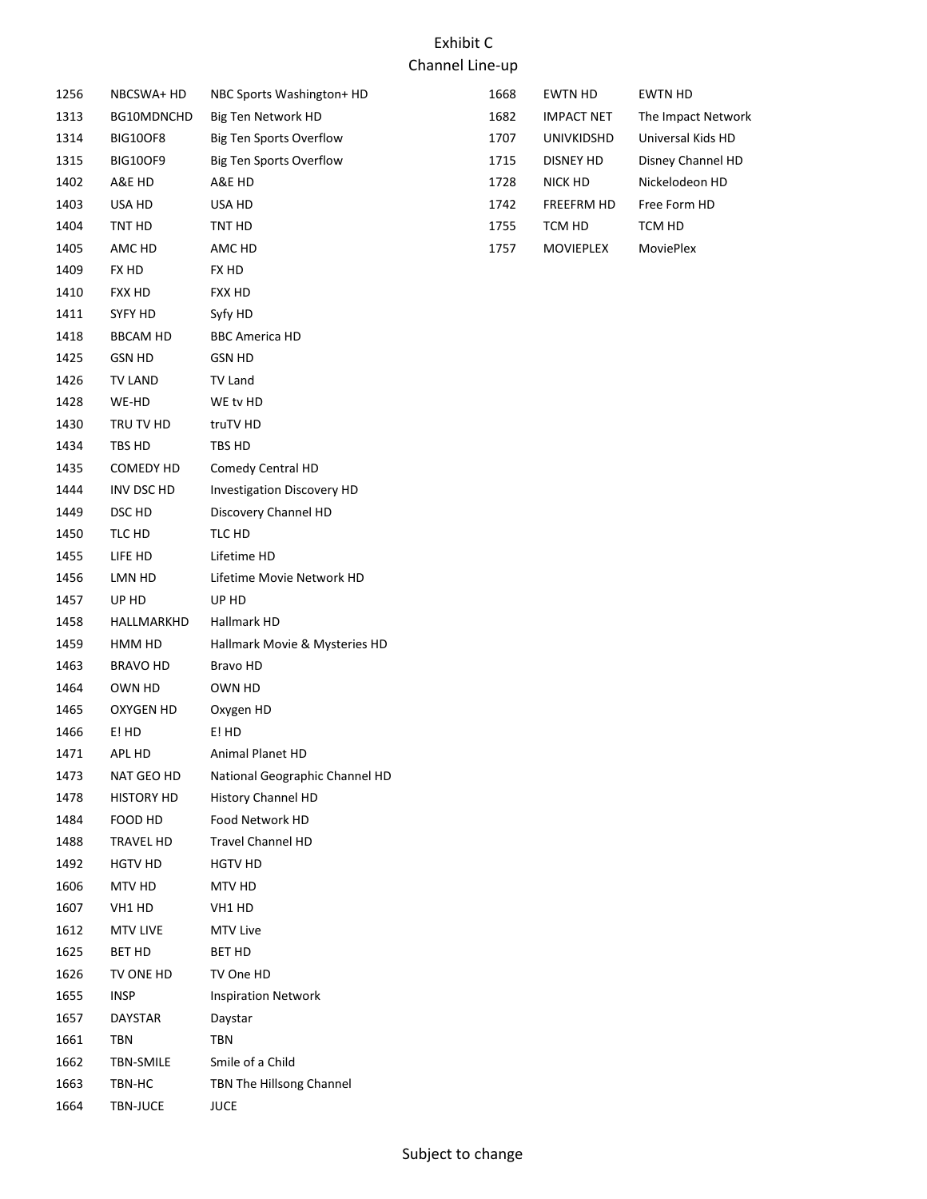# Exhibit C
## Channel Line-up

| | | |
|---|---|---|
| 1256 | NBCSWA+ HD | NBC Sports Washington+ HD |
| 1313 | BG10MDNCHD | Big Ten Network HD |
| 1314 | BIG10OF8 | Big Ten Sports Overflow |
| 1315 | BIG10OF9 | Big Ten Sports Overflow |
| 1402 | A&E HD | A&E HD |
| 1403 | USA HD | USA HD |
| 1404 | TNT HD | TNT HD |
| 1405 | AMC HD | AMC HD |
| 1409 | FX HD | FX HD |
| 1410 | FXX HD | FXX HD |
| 1411 | SYFY HD | Syfy HD |
| 1418 | BBCAM HD | BBC America HD |
| 1425 | GSN HD | GSN HD |
| 1426 | TV LAND | TV Land |
| 1428 | WE-HD | WE tv HD |
| 1430 | TRU TV HD | truTV HD |
| 1434 | TBS HD | TBS HD |
| 1435 | COMEDY HD | Comedy Central HD |
| 1444 | INV DSC HD | Investigation Discovery HD |
| 1449 | DSC HD | Discovery Channel HD |
| 1450 | TLC HD | TLC HD |
| 1455 | LIFE HD | Lifetime HD |
| 1456 | LMN HD | Lifetime Movie Network HD |
| 1457 | UP HD | UP HD |
| 1458 | HALLMARKHD | Hallmark HD |
| 1459 | HMM HD | Hallmark Movie & Mysteries HD |
| 1463 | BRAVO HD | Bravo HD |
| 1464 | OWN HD | OWN HD |
| 1465 | OXYGEN HD | Oxygen HD |
| 1466 | E! HD | E! HD |
| 1471 | APL HD | Animal Planet HD |
| 1473 | NAT GEO HD | National Geographic Channel HD |
| 1478 | HISTORY HD | History Channel HD |
| 1484 | FOOD HD | Food Network HD |
| 1488 | TRAVEL HD | Travel Channel HD |
| 1492 | HGTV HD | HGTV HD |
| 1606 | MTV HD | MTV HD |
| 1607 | VH1 HD | VH1 HD |
| 1612 | MTV LIVE | MTV Live |
| 1625 | BET HD | BET HD |
| 1626 | TV ONE HD | TV One HD |
| 1655 | INSP | Inspiration Network |
| 1657 | DAYSTAR | Daystar |
| 1661 | TBN | TBN |
| 1662 | TBN-SMILE | Smile of a Child |
| 1663 | TBN-HC | TBN The Hillsong Channel |
| 1664 | TBN-JUCE | JUCE |
| 1668 | EWTN HD | EWTN HD |
| 1682 | IMPACT NET | The Impact Network |
| 1707 | UNIVKIDSHD | Universal Kids HD |
| 1715 | DISNEY HD | Disney Channel HD |
| 1728 | NICK HD | Nickelodeon HD |
| 1742 | FREEFRM HD | Free Form HD |
| 1755 | TCM HD | TCM HD |
| 1757 | MOVIEPLEX | MoviePlex |

Subject to change